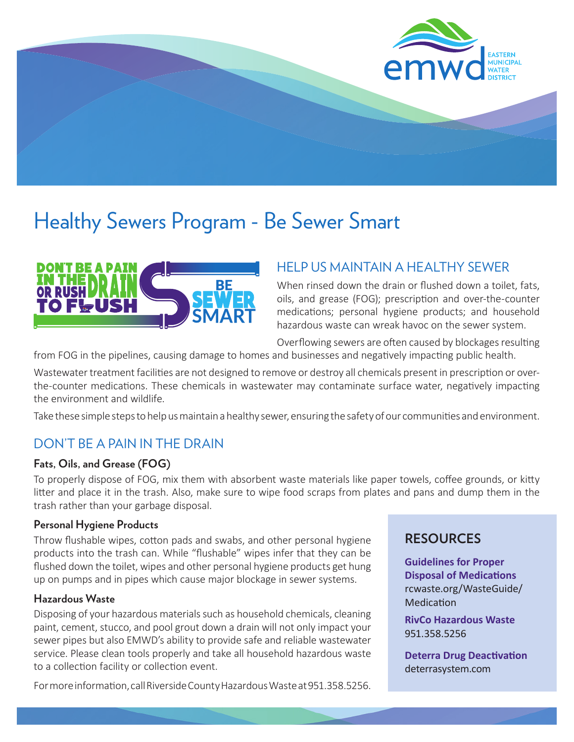# Healthy Sewers Program - Be Sewer Smart

## HELP US MAINTAIN A HEALTHY SEWER

When rinsed down the drain or flushed down a toilet, fats, oils, and grease (FOG); prescription and over-the-counter medications; personal hygiene products; and household hazardous waste can wreak havoc on the sewer system.

Overflowing sewers are often caused by blockages resulting from FOG in the pipelines, causing damage to homes and businesses and negatively impacting public health.

Wastewater treatment facilities are not designed to remove or destroy all chemicals present in prescription or over-the-counter medications. These chemicals in wastewater may contaminate surface water, negatively impacting the environment and wildlife.

Take these simple steps to help us maintain a healthy sewer, ensuring the safety of our communities and environment.

## DON'T BE A PAIN IN THE DRAIN

### Fats, Oils, and Grease (FOG)

To properly dispose of FOG, mix them with absorbent waste materials like paper towels, coffee grounds, or kitty litter and place it in the trash. Also, make sure to wipe food scraps from plates and pans and dump them in the trash rather than your garbage disposal.

### Personal Hygiene Products

Throw flushable wipes, cotton pads and swabs, and other personal hygiene products into the trash can. While "flushable" wipes infer that they can be flushed down the toilet, wipes and other personal hygiene products get hung up on pumps and in pipes which cause major blockage in sewer systems.

### Hazardous Waste

Disposing of your hazardous materials such as household chemicals, cleaning paint, cement, stucco, and pool grout down a drain will not only impact your sewer pipes but also EMWD's ability to provide safe and reliable wastewater service. Please clean tools properly and take all household hazardous waste to a collection facility or collection event.

For more information, call Riverside County Hazardous Waste at 951.358.5256.

## RESOURCES

**Guidelines for Proper Disposal of Medications**
rcwaste.org/WasteGuide/Medication

**RivCo Hazardous Waste**
951.358.5256

**Deterra Drug Deactivation**
deterrasystem.com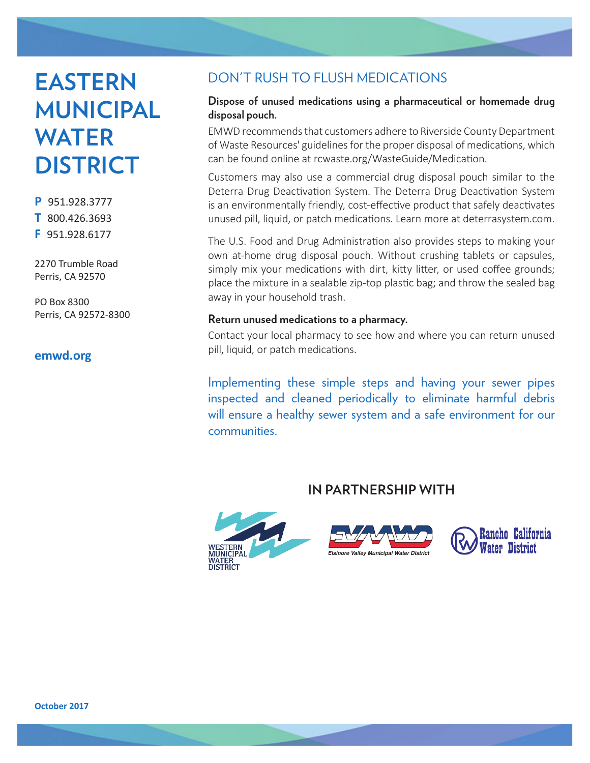# EASTERN MUNICIPAL WATER DISTRICT

**P** 951.928.3777
**T** 800.426.3693
**F** 951.928.6177

2270 Trumble Road
Perris, CA 92570

PO Box 8300
Perris, CA 92572-8300

**emwd.org**

## DON'T RUSH TO FLUSH MEDICATIONS

**Dispose of unused medications using a pharmaceutical or homemade drug disposal pouch.**

EMWD recommends that customers adhere to Riverside County Department of Waste Resources' guidelines for the proper disposal of medications, which can be found online at rcwaste.org/WasteGuide/Medication.

Customers may also use a commercial drug disposal pouch similar to the Deterra Drug Deactivation System. The Deterra Drug Deactivation System is an environmentally friendly, cost-effective product that safely deactivates unused pill, liquid, or patch medications. Learn more at deterrasystem.com.

The U.S. Food and Drug Administration also provides steps to making your own at-home drug disposal pouch. Without crushing tablets or capsules, simply mix your medications with dirt, kitty litter, or used coffee grounds; place the mixture in a sealable zip-top plastic bag; and throw the sealed bag away in your household trash.

**Return unused medications to a pharmacy.**

Contact your local pharmacy to see how and where you can return unused pill, liquid, or patch medications.

Implementing these simple steps and having your sewer pipes inspected and cleaned periodically to eliminate harmful debris will ensure a healthy sewer system and a safe environment for our communities.

### IN PARTNERSHIP WITH

WESTERN MUNICIPAL WATER DISTRICT

EVMWD
Elsinore Valley Municipal Water District

Rancho California Water District

**October 2017**